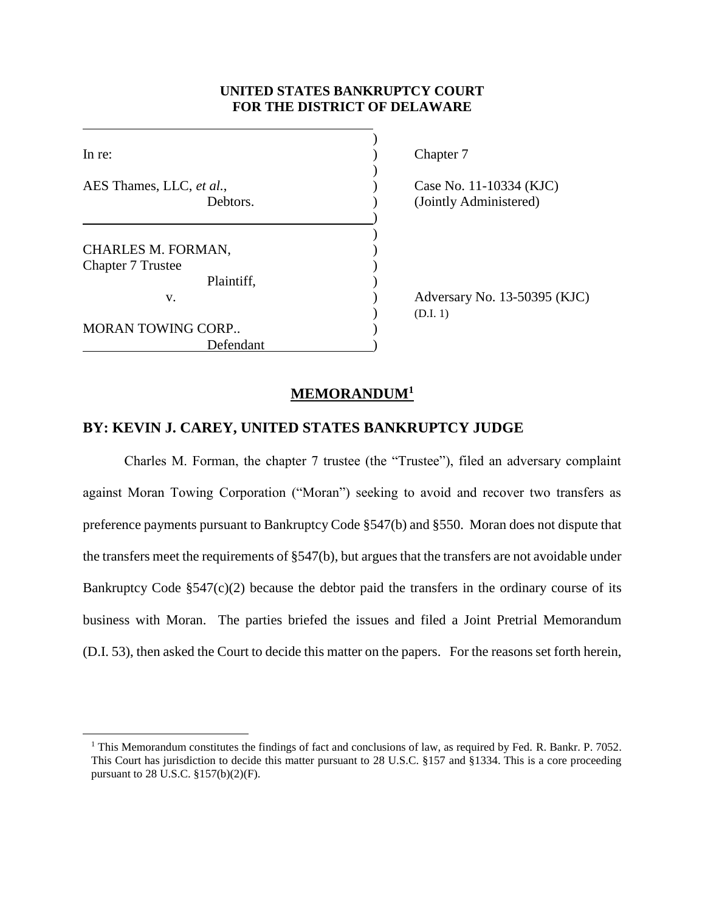**UNITED STATES BANKRUPTCY COURT**
**FOR THE DISTRICT OF DELAWARE**

| | |
|---|---|
| In re:<br><br>AES Thames, LLC, *et al.*,<br>Debtors. | Chapter 7<br><br>Case No. 11-10334 (KJC)<br>(Jointly Administered) |
| CHARLES M. FORMAN,<br>Chapter 7 Trustee<br>Plaintiff,<br>v.<br><br>MORAN TOWING CORP..<br>Defendant | Adversary No. 13-50395 (KJC)<br>(D.I. 1) |

## MEMORANDUM[1]

### BY: KEVIN J. CAREY, UNITED STATES BANKRUPTCY JUDGE

Charles M. Forman, the chapter 7 trustee (the "Trustee"), filed an adversary complaint against Moran Towing Corporation ("Moran") seeking to avoid and recover two transfers as preference payments pursuant to Bankruptcy Code §547(b) and §550. Moran does not dispute that the transfers meet the requirements of §547(b), but argues that the transfers are not avoidable under Bankruptcy Code §547(c)(2) because the debtor paid the transfers in the ordinary course of its business with Moran. The parties briefed the issues and filed a Joint Pretrial Memorandum (D.I. 53), then asked the Court to decide this matter on the papers. For the reasons set forth herein,

[1] This Memorandum constitutes the findings of fact and conclusions of law, as required by Fed. R. Bankr. P. 7052. This Court has jurisdiction to decide this matter pursuant to 28 U.S.C. §157 and §1334. This is a core proceeding pursuant to 28 U.S.C. §157(b)(2)(F).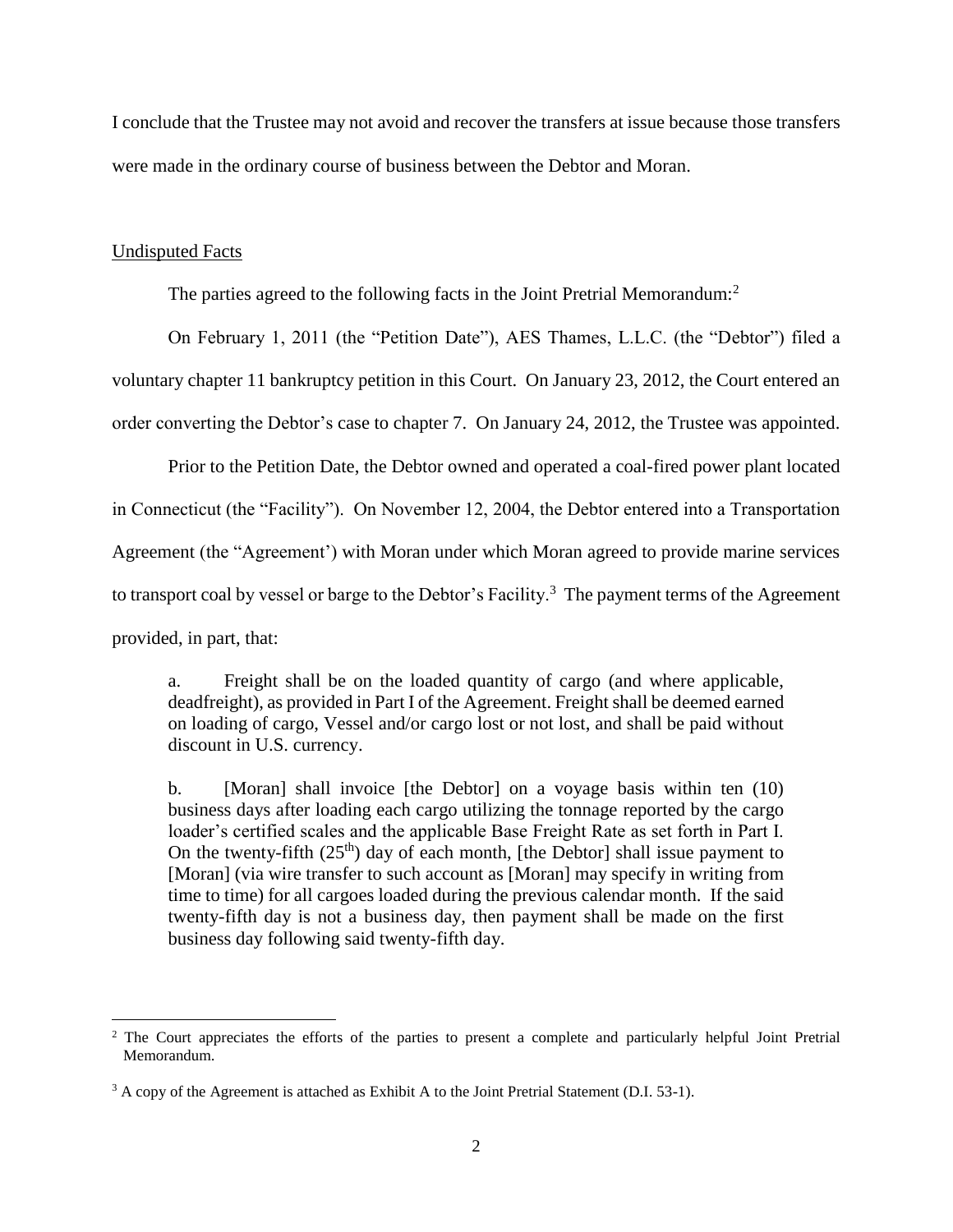I conclude that the Trustee may not avoid and recover the transfers at issue because those transfers were made in the ordinary course of business between the Debtor and Moran.

## Undisputed Facts

The parties agreed to the following facts in the Joint Pretrial Memorandum:[2]

On February 1, 2011 (the "Petition Date"), AES Thames, L.L.C. (the "Debtor") filed a voluntary chapter 11 bankruptcy petition in this Court. On January 23, 2012, the Court entered an order converting the Debtor's case to chapter 7. On January 24, 2012, the Trustee was appointed.

Prior to the Petition Date, the Debtor owned and operated a coal-fired power plant located in Connecticut (the "Facility"). On November 12, 2004, the Debtor entered into a Transportation Agreement (the "Agreement') with Moran under which Moran agreed to provide marine services to transport coal by vessel or barge to the Debtor's Facility.[3] The payment terms of the Agreement provided, in part, that:

> a. Freight shall be on the loaded quantity of cargo (and where applicable, deadfreight), as provided in Part I of the Agreement. Freight shall be deemed earned on loading of cargo, Vessel and/or cargo lost or not lost, and shall be paid without discount in U.S. currency.
>
> b. [Moran] shall invoice [the Debtor] on a voyage basis within ten (10) business days after loading each cargo utilizing the tonnage reported by the cargo loader's certified scales and the applicable Base Freight Rate as set forth in Part I. On the twenty-fifth ($25^{th}$) day of each month, [the Debtor] shall issue payment to [Moran] (via wire transfer to such account as [Moran] may specify in writing from time to time) for all cargoes loaded during the previous calendar month. If the said twenty-fifth day is not a business day, then payment shall be made on the first business day following said twenty-fifth day.

---

[2] The Court appreciates the efforts of the parties to present a complete and particularly helpful Joint Pretrial Memorandum.

[3] A copy of the Agreement is attached as Exhibit A to the Joint Pretrial Statement (D.I. 53-1).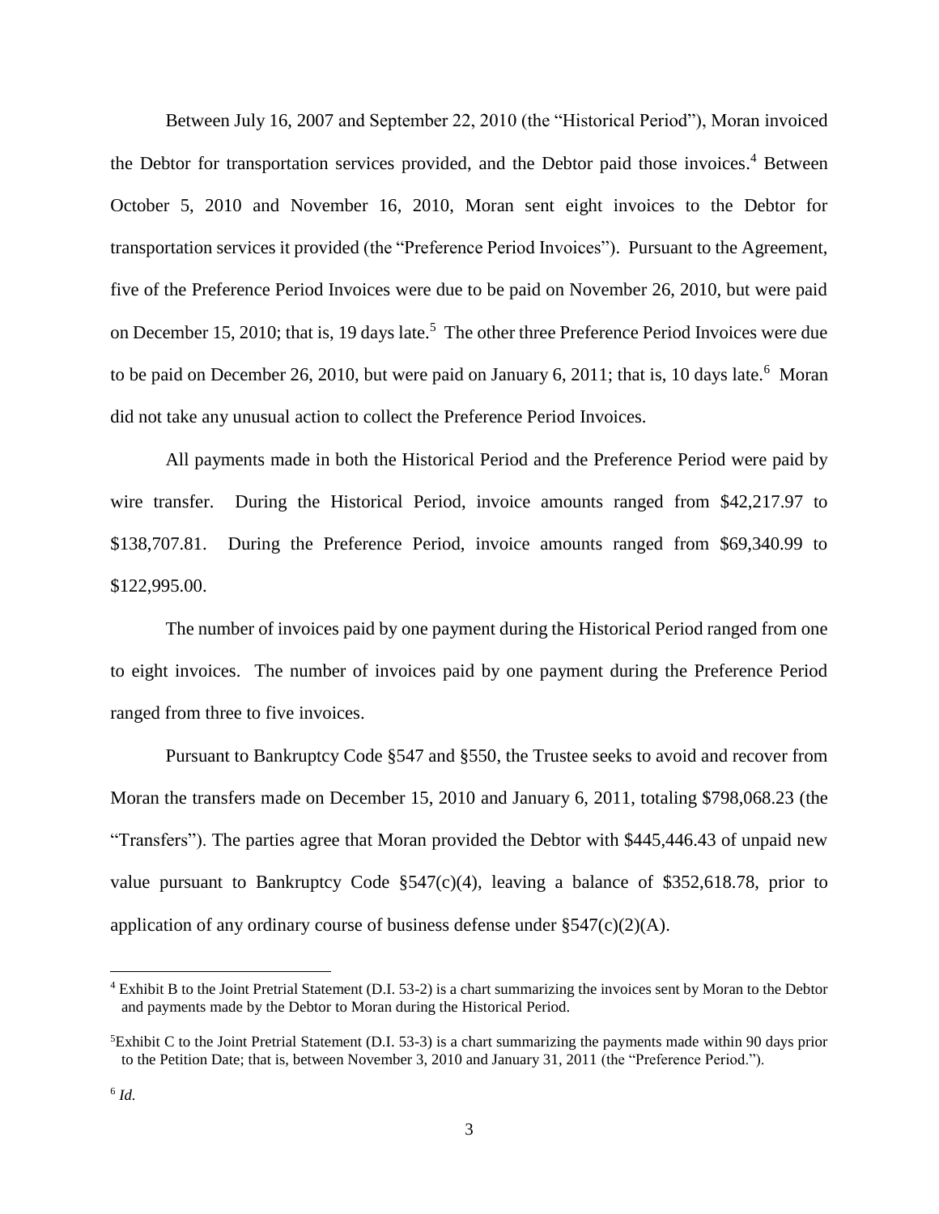Between July 16, 2007 and September 22, 2010 (the "Historical Period"), Moran invoiced the Debtor for transportation services provided, and the Debtor paid those invoices.[4] Between October 5, 2010 and November 16, 2010, Moran sent eight invoices to the Debtor for transportation services it provided (the "Preference Period Invoices"). Pursuant to the Agreement, five of the Preference Period Invoices were due to be paid on November 26, 2010, but were paid on December 15, 2010; that is, 19 days late.[5] The other three Preference Period Invoices were due to be paid on December 26, 2010, but were paid on January 6, 2011; that is, 10 days late.[6] Moran did not take any unusual action to collect the Preference Period Invoices.

All payments made in both the Historical Period and the Preference Period were paid by wire transfer. During the Historical Period, invoice amounts ranged from $42,217.97 to $138,707.81. During the Preference Period, invoice amounts ranged from $69,340.99 to $122,995.00.

The number of invoices paid by one payment during the Historical Period ranged from one to eight invoices. The number of invoices paid by one payment during the Preference Period ranged from three to five invoices.

Pursuant to Bankruptcy Code §547 and §550, the Trustee seeks to avoid and recover from Moran the transfers made on December 15, 2010 and January 6, 2011, totaling $798,068.23 (the "Transfers"). The parties agree that Moran provided the Debtor with $445,446.43 of unpaid new value pursuant to Bankruptcy Code §547(c)(4), leaving a balance of $352,618.78, prior to application of any ordinary course of business defense under §547(c)(2)(A).

---

[4] Exhibit B to the Joint Pretrial Statement (D.I. 53-2) is a chart summarizing the invoices sent by Moran to the Debtor and payments made by the Debtor to Moran during the Historical Period.

[5] Exhibit C to the Joint Pretrial Statement (D.I. 53-3) is a chart summarizing the payments made within 90 days prior to the Petition Date; that is, between November 3, 2010 and January 31, 2011 (the "Preference Period.").

[6] *Id.*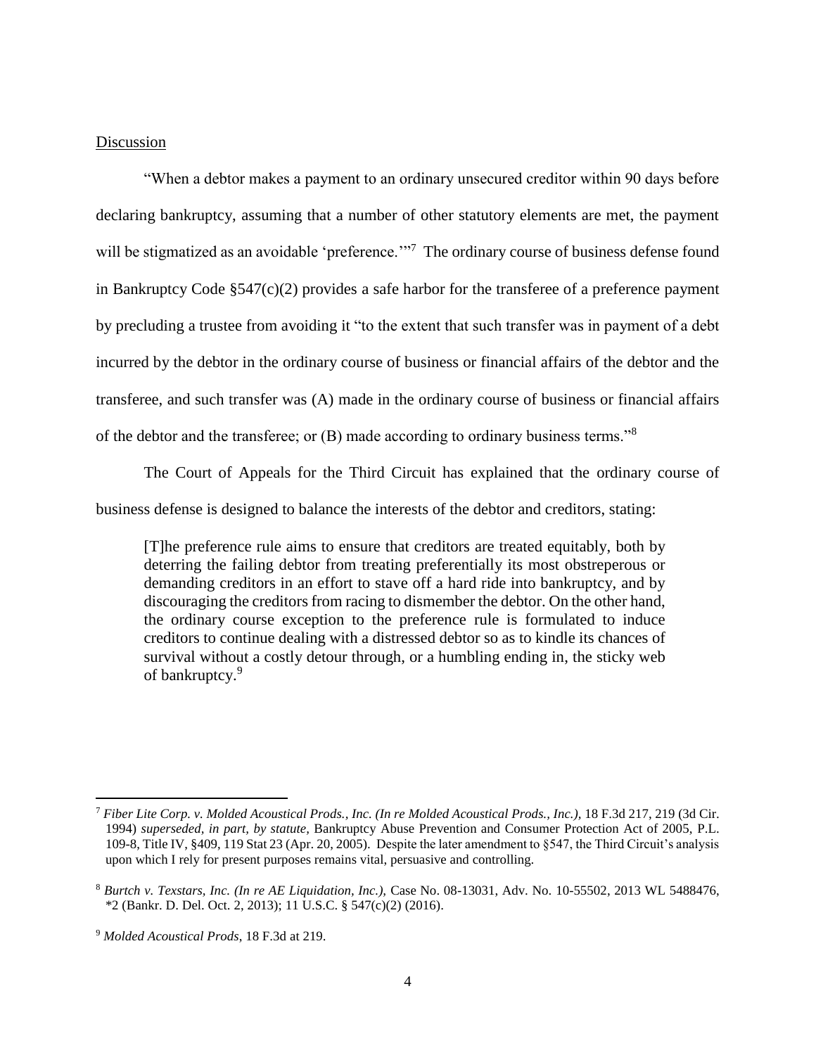Discussion

"When a debtor makes a payment to an ordinary unsecured creditor within 90 days before declaring bankruptcy, assuming that a number of other statutory elements are met, the payment will be stigmatized as an avoidable 'preference.'"[7] The ordinary course of business defense found in Bankruptcy Code §547(c)(2) provides a safe harbor for the transferee of a preference payment by precluding a trustee from avoiding it "to the extent that such transfer was in payment of a debt incurred by the debtor in the ordinary course of business or financial affairs of the debtor and the transferee, and such transfer was (A) made in the ordinary course of business or financial affairs of the debtor and the transferee; or (B) made according to ordinary business terms."[8]

The Court of Appeals for the Third Circuit has explained that the ordinary course of business defense is designed to balance the interests of the debtor and creditors, stating:

> [T]he preference rule aims to ensure that creditors are treated equitably, both by deterring the failing debtor from treating preferentially its most obstreperous or demanding creditors in an effort to stave off a hard ride into bankruptcy, and by discouraging the creditors from racing to dismember the debtor. On the other hand, the ordinary course exception to the preference rule is formulated to induce creditors to continue dealing with a distressed debtor so as to kindle its chances of survival without a costly detour through, or a humbling ending in, the sticky web of bankruptcy.[9]

---

[7] *Fiber Lite Corp. v. Molded Acoustical Prods., Inc. (In re Molded Acoustical Prods., Inc.)*, 18 F.3d 217, 219 (3d Cir. 1994) *superseded, in part, by statute,* Bankruptcy Abuse Prevention and Consumer Protection Act of 2005, P.L. 109-8, Title IV, §409, 119 Stat 23 (Apr. 20, 2005). Despite the later amendment to §547, the Third Circuit's analysis upon which I rely for present purposes remains vital, persuasive and controlling.

[8] *Burtch v. Texstars, Inc. (In re AE Liquidation, Inc.)*, Case No. 08-13031, Adv. No. 10-55502, 2013 WL 5488476, *2 (Bankr. D. Del. Oct. 2, 2013); 11 U.S.C. § 547(c)(2) (2016).

[9] *Molded Acoustical Prods*, 18 F.3d at 219.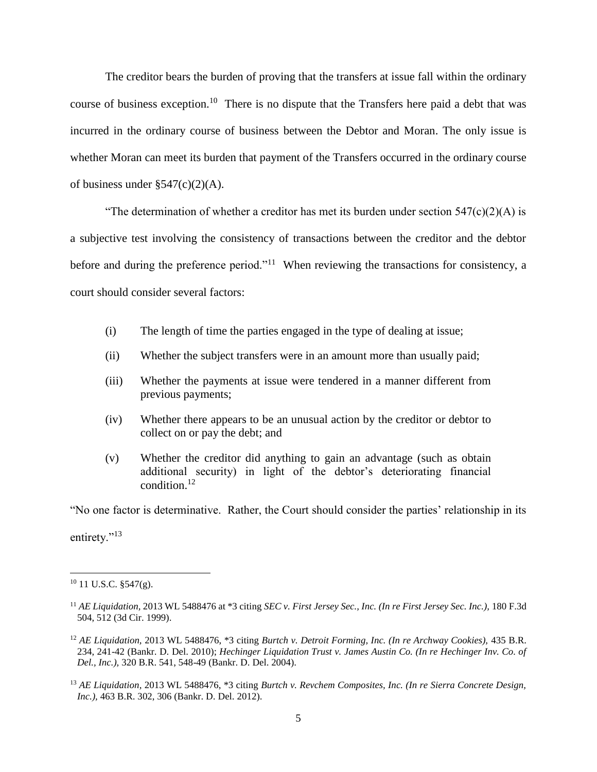The creditor bears the burden of proving that the transfers at issue fall within the ordinary course of business exception.[10] There is no dispute that the Transfers here paid a debt that was incurred in the ordinary course of business between the Debtor and Moran. The only issue is whether Moran can meet its burden that payment of the Transfers occurred in the ordinary course of business under §547(c)(2)(A).

"The determination of whether a creditor has met its burden under section 547(c)(2)(A) is a subjective test involving the consistency of transactions between the creditor and the debtor before and during the preference period."[11] When reviewing the transactions for consistency, a court should consider several factors:

> (i) The length of time the parties engaged in the type of dealing at issue;
>
> (ii) Whether the subject transfers were in an amount more than usually paid;
>
> (iii) Whether the payments at issue were tendered in a manner different from previous payments;
>
> (iv) Whether there appears to be an unusual action by the creditor or debtor to collect on or pay the debt; and
>
> (v) Whether the creditor did anything to gain an advantage (such as obtain additional security) in light of the debtor's deteriorating financial condition.[12]

"No one factor is determinative. Rather, the Court should consider the parties' relationship in its entirety."[13]

---

[10] 11 U.S.C. §547(g).

[11] *AE Liquidation*, 2013 WL 5488476 at *3 citing *SEC v. First Jersey Sec., Inc. (In re First Jersey Sec. Inc.)*, 180 F.3d 504, 512 (3d Cir. 1999).

[12] *AE Liquidation*, 2013 WL 5488476, *3 citing *Burtch v. Detroit Forming, Inc. (In re Archway Cookies)*, 435 B.R. 234, 241-42 (Bankr. D. Del. 2010); *Hechinger Liquidation Trust v. James Austin Co. (In re Hechinger Inv. Co. of Del., Inc.)*, 320 B.R. 541, 548-49 (Bankr. D. Del. 2004).

[13] *AE Liquidation*, 2013 WL 5488476, *3 citing *Burtch v. Revchem Composites, Inc. (In re Sierra Concrete Design, Inc.)*, 463 B.R. 302, 306 (Bankr. D. Del. 2012).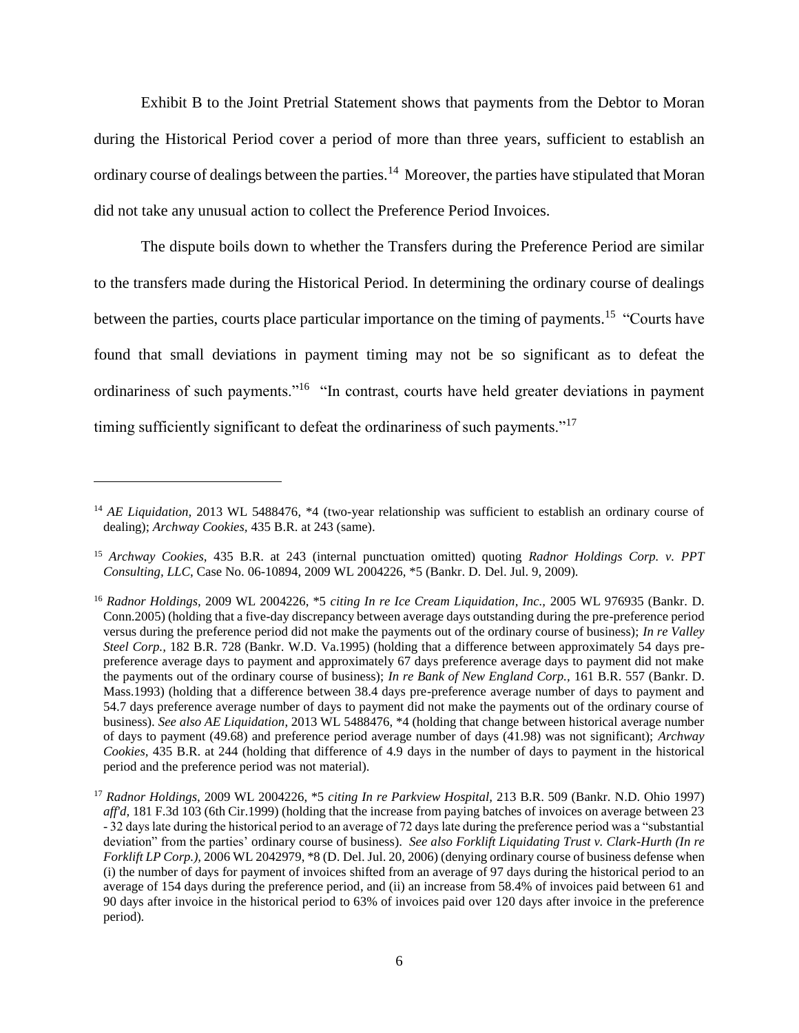Exhibit B to the Joint Pretrial Statement shows that payments from the Debtor to Moran during the Historical Period cover a period of more than three years, sufficient to establish an ordinary course of dealings between the parties.[14] Moreover, the parties have stipulated that Moran did not take any unusual action to collect the Preference Period Invoices.

The dispute boils down to whether the Transfers during the Preference Period are similar to the transfers made during the Historical Period. In determining the ordinary course of dealings between the parties, courts place particular importance on the timing of payments.[15] "Courts have found that small deviations in payment timing may not be so significant as to defeat the ordinariness of such payments."[16] "In contrast, courts have held greater deviations in payment timing sufficiently significant to defeat the ordinariness of such payments."[17]

---

[14] *AE Liquidation,* 2013 WL 5488476, \*4 (two-year relationship was sufficient to establish an ordinary course of dealing); *Archway Cookies,* 435 B.R. at 243 (same).

[15] *Archway Cookies,* 435 B.R. at 243 (internal punctuation omitted) quoting *Radnor Holdings Corp. v. PPT Consulting, LLC*, Case No. 06-10894, 2009 WL 2004226, \*5 (Bankr. D. Del. Jul. 9, 2009).

[16] *Radnor Holdings,* 2009 WL 2004226, \*5 *citing In re Ice Cream Liquidation, Inc.,* 2005 WL 976935 (Bankr. D. Conn.2005) (holding that a five-day discrepancy between average days outstanding during the pre-preference period versus during the preference period did not make the payments out of the ordinary course of business); *In re Valley Steel Corp.,* 182 B.R. 728 (Bankr. W.D. Va.1995) (holding that a difference between approximately 54 days pre-preference average days to payment and approximately 67 days preference average days to payment did not make the payments out of the ordinary course of business); *In re Bank of New England Corp.,* 161 B.R. 557 (Bankr. D. Mass.1993) (holding that a difference between 38.4 days pre-preference average number of days to payment and 54.7 days preference average number of days to payment did not make the payments out of the ordinary course of business). *See also AE Liquidation*, 2013 WL 5488476, \*4 (holding that change between historical average number of days to payment (49.68) and preference period average number of days (41.98) was not significant); *Archway Cookies,* 435 B.R. at 244 (holding that difference of 4.9 days in the number of days to payment in the historical period and the preference period was not material).

[17] *Radnor Holdings,* 2009 WL 2004226, \*5 *citing In re Parkview Hospital,* 213 B.R. 509 (Bankr. N.D. Ohio 1997) *aff'd,* 181 F.3d 103 (6th Cir.1999) (holding that the increase from paying batches of invoices on average between 23 - 32 days late during the historical period to an average of 72 days late during the preference period was a "substantial deviation" from the parties' ordinary course of business). *See also Forklift Liquidating Trust v. Clark-Hurth (In re Forklift LP Corp.),* 2006 WL 2042979, \*8 (D. Del. Jul. 20, 2006) (denying ordinary course of business defense when (i) the number of days for payment of invoices shifted from an average of 97 days during the historical period to an average of 154 days during the preference period, and (ii) an increase from 58.4% of invoices paid between 61 and 90 days after invoice in the historical period to 63% of invoices paid over 120 days after invoice in the preference period).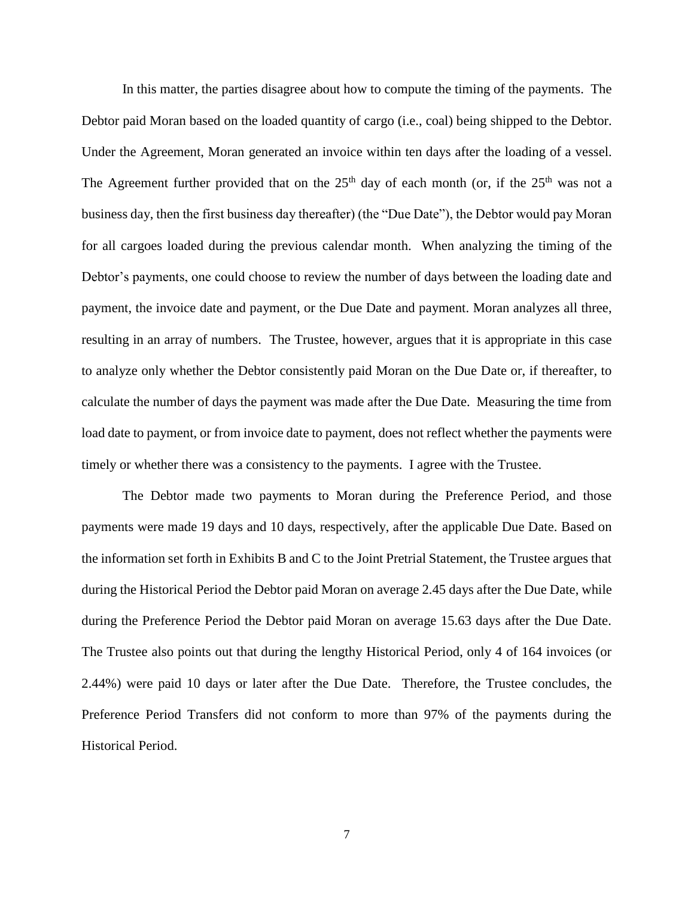In this matter, the parties disagree about how to compute the timing of the payments. The Debtor paid Moran based on the loaded quantity of cargo (i.e., coal) being shipped to the Debtor. Under the Agreement, Moran generated an invoice within ten days after the loading of a vessel. The Agreement further provided that on the 25th day of each month (or, if the 25th was not a business day, then the first business day thereafter) (the "Due Date"), the Debtor would pay Moran for all cargoes loaded during the previous calendar month. When analyzing the timing of the Debtor's payments, one could choose to review the number of days between the loading date and payment, the invoice date and payment, or the Due Date and payment. Moran analyzes all three, resulting in an array of numbers. The Trustee, however, argues that it is appropriate in this case to analyze only whether the Debtor consistently paid Moran on the Due Date or, if thereafter, to calculate the number of days the payment was made after the Due Date. Measuring the time from load date to payment, or from invoice date to payment, does not reflect whether the payments were timely or whether there was a consistency to the payments. I agree with the Trustee.

The Debtor made two payments to Moran during the Preference Period, and those payments were made 19 days and 10 days, respectively, after the applicable Due Date. Based on the information set forth in Exhibits B and C to the Joint Pretrial Statement, the Trustee argues that during the Historical Period the Debtor paid Moran on average 2.45 days after the Due Date, while during the Preference Period the Debtor paid Moran on average 15.63 days after the Due Date. The Trustee also points out that during the lengthy Historical Period, only 4 of 164 invoices (or 2.44%) were paid 10 days or later after the Due Date. Therefore, the Trustee concludes, the Preference Period Transfers did not conform to more than 97% of the payments during the Historical Period.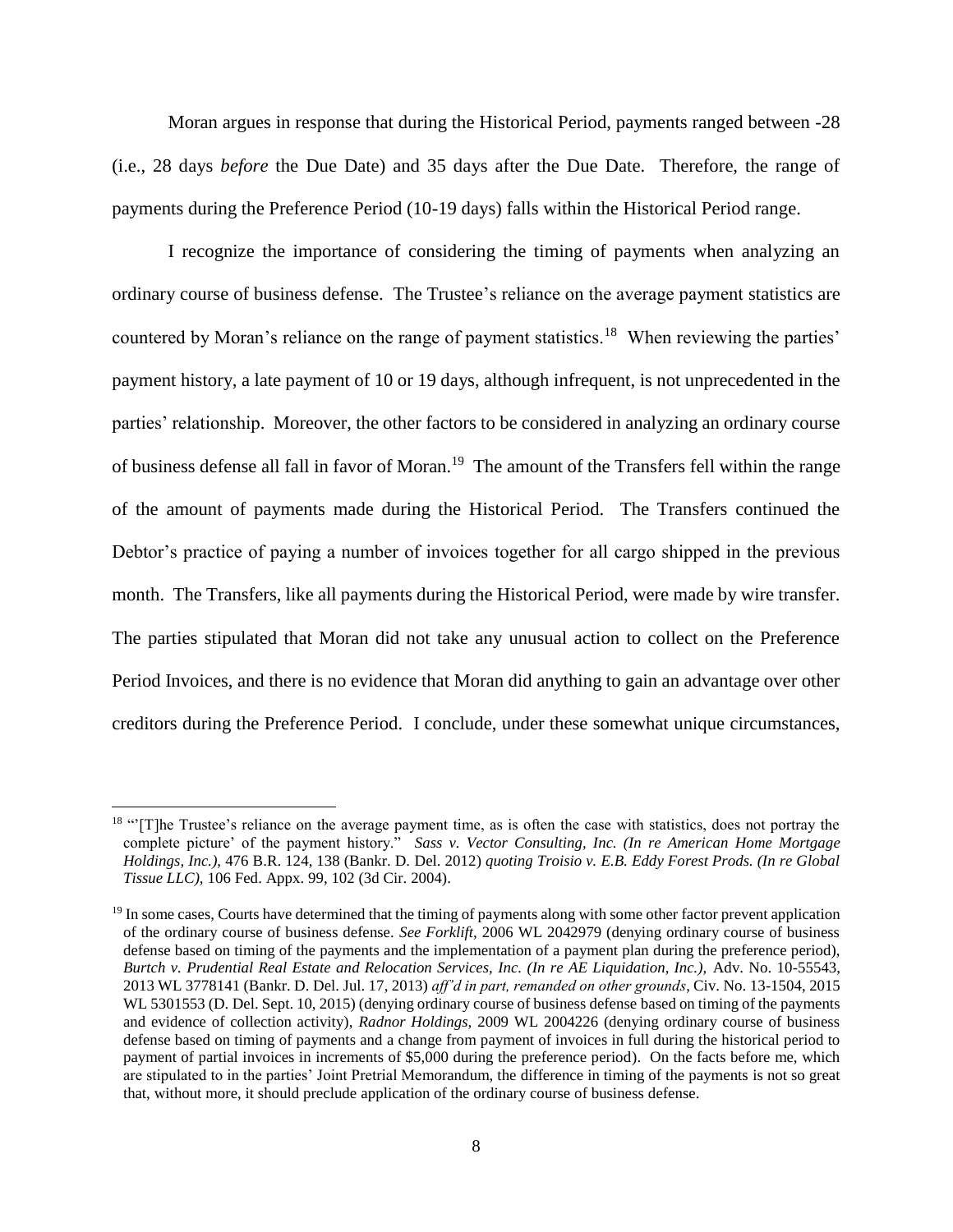Moran argues in response that during the Historical Period, payments ranged between -28 (i.e., 28 days *before* the Due Date) and 35 days after the Due Date. Therefore, the range of payments during the Preference Period (10-19 days) falls within the Historical Period range.

I recognize the importance of considering the timing of payments when analyzing an ordinary course of business defense. The Trustee's reliance on the average payment statistics are countered by Moran's reliance on the range of payment statistics.[18] When reviewing the parties' payment history, a late payment of 10 or 19 days, although infrequent, is not unprecedented in the parties' relationship. Moreover, the other factors to be considered in analyzing an ordinary course of business defense all fall in favor of Moran.[19] The amount of the Transfers fell within the range of the amount of payments made during the Historical Period. The Transfers continued the Debtor's practice of paying a number of invoices together for all cargo shipped in the previous month. The Transfers, like all payments during the Historical Period, were made by wire transfer. The parties stipulated that Moran did not take any unusual action to collect on the Preference Period Invoices, and there is no evidence that Moran did anything to gain an advantage over other creditors during the Preference Period. I conclude, under these somewhat unique circumstances,

---

[18] "'[T]he Trustee's reliance on the average payment time, as is often the case with statistics, does not portray the complete picture' of the payment history." *Sass v. Vector Consulting, Inc. (In re American Home Mortgage Holdings, Inc.),* 476 B.R. 124, 138 (Bankr. D. Del. 2012) *quoting Troisio v. E.B. Eddy Forest Prods. (In re Global Tissue LLC),* 106 Fed. Appx. 99, 102 (3d Cir. 2004).

[19] In some cases, Courts have determined that the timing of payments along with some other factor prevent application of the ordinary course of business defense. *See Forklift,* 2006 WL 2042979 (denying ordinary course of business defense based on timing of the payments and the implementation of a payment plan during the preference period), *Burtch v. Prudential Real Estate and Relocation Services, Inc. (In re AE Liquidation, Inc.),* Adv. No. 10-55543, 2013 WL 3778141 (Bankr. D. Del. Jul. 17, 2013) *aff'd in part, remanded on other grounds*, Civ. No. 13-1504, 2015 WL 5301553 (D. Del. Sept. 10, 2015) (denying ordinary course of business defense based on timing of the payments and evidence of collection activity), *Radnor Holdings,* 2009 WL 2004226 (denying ordinary course of business defense based on timing of payments and a change from payment of invoices in full during the historical period to payment of partial invoices in increments of $5,000 during the preference period). On the facts before me, which are stipulated to in the parties' Joint Pretrial Memorandum, the difference in timing of the payments is not so great that, without more, it should preclude application of the ordinary course of business defense.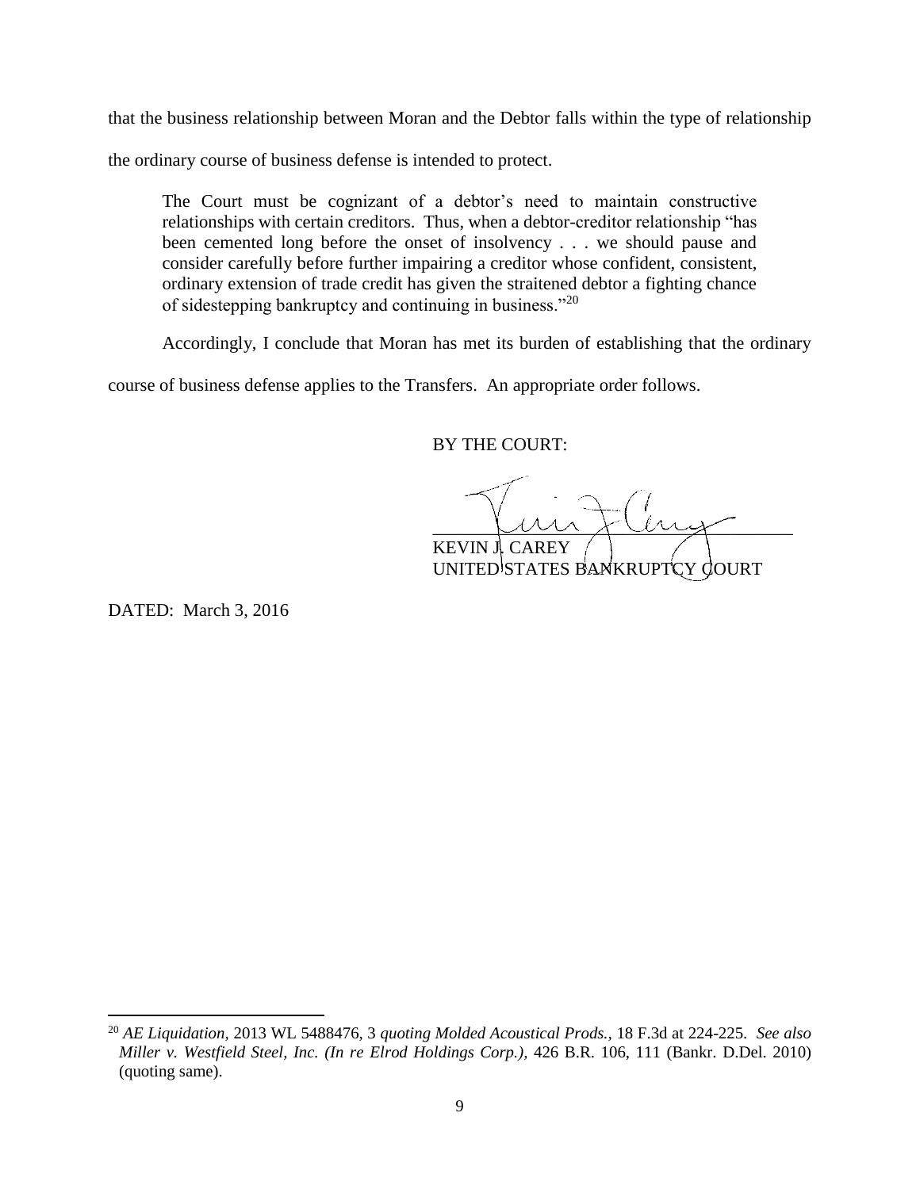that the business relationship between Moran and the Debtor falls within the type of relationship the ordinary course of business defense is intended to protect.

> The Court must be cognizant of a debtor's need to maintain constructive relationships with certain creditors. Thus, when a debtor-creditor relationship "has been cemented long before the onset of insolvency . . . we should pause and consider carefully before further impairing a creditor whose confident, consistent, ordinary extension of trade credit has given the straitened debtor a fighting chance of sidestepping bankruptcy and continuing in business."[20]

Accordingly, I conclude that Moran has met its burden of establishing that the ordinary course of business defense applies to the Transfers. An appropriate order follows.

BY THE COURT:

KEVIN J. CAREY
UNITED STATES BANKRUPTCY COURT

DATED: March 3, 2016

[20] *AE Liquidation*, 2013 WL 5488476, 3 *quoting Molded Acoustical Prods.*, 18 F.3d at 224-225. *See also Miller v. Westfield Steel, Inc. (In re Elrod Holdings Corp.)*, 426 B.R. 106, 111 (Bankr. D.Del. 2010) (quoting same).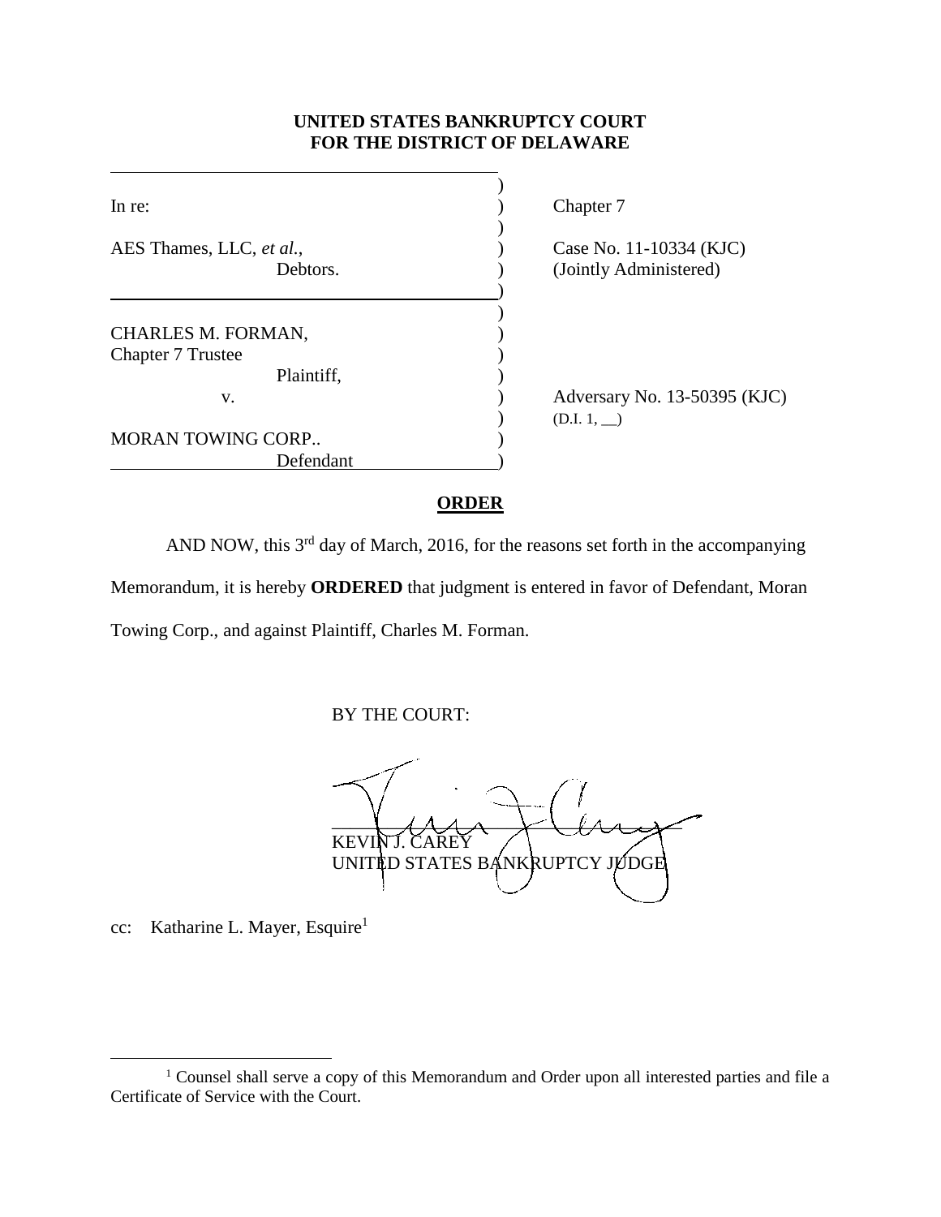**UNITED STATES BANKRUPTCY COURT**
**FOR THE DISTRICT OF DELAWARE**

| | | |
|---|---|---|
| In re: | ) | Chapter 7 |
| | ) | |
| AES Thames, LLC, *et al.*, | ) | Case No. 11-10334 (KJC) |
| Debtors. | ) | (Jointly Administered) |
| | ) | |
| CHARLES M. FORMAN, | ) | |
| Chapter 7 Trustee | ) | |
| Plaintiff, | ) | |
| v. | ) | Adversary No. 13-50395 (KJC) |
| | ) | (D.I. 1, __) |
| MORAN TOWING CORP.. | ) | |
| Defendant | ) | |

**ORDER**

AND NOW, this 3rd day of March, 2016, for the reasons set forth in the accompanying Memorandum, it is hereby **ORDERED** that judgment is entered in favor of Defendant, Moran Towing Corp., and against Plaintiff, Charles M. Forman.

BY THE COURT:

KEVIN J. CAREY
UNITED STATES BANKRUPTCY JUDGE

cc: Katharine L. Mayer, Esquire[1]

[1] Counsel shall serve a copy of this Memorandum and Order upon all interested parties and file a Certificate of Service with the Court.